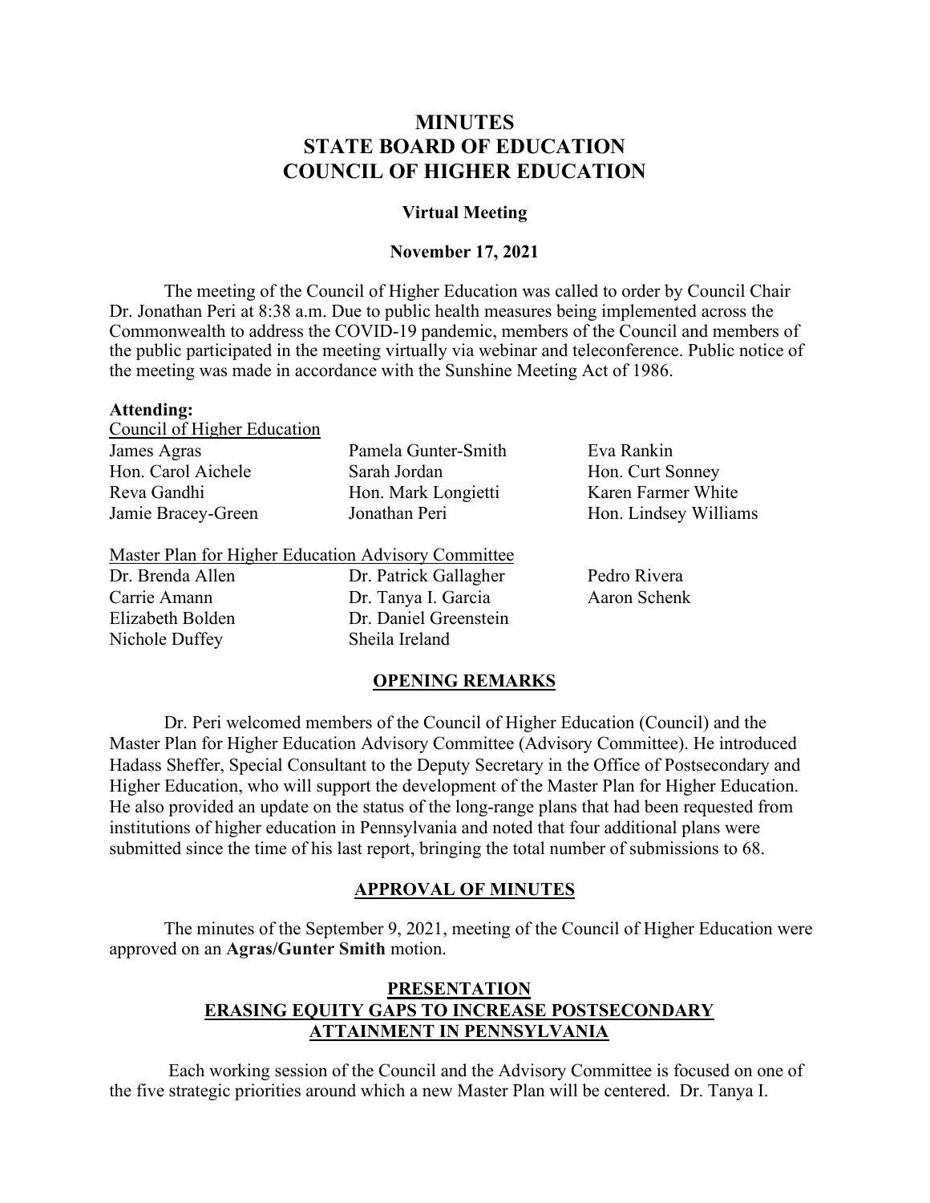# MINUTES
# STATE BOARD OF EDUCATION
# COUNCIL OF HIGHER EDUCATION

### Virtual Meeting

### November 17, 2021

The meeting of the Council of Higher Education was called to order by Council Chair Dr. Jonathan Peri at 8:38 a.m. Due to public health measures being implemented across the Commonwealth to address the COVID-19 pandemic, members of the Council and members of the public participated in the meeting virtually via webinar and teleconference. Public notice of the meeting was made in accordance with the Sunshine Meeting Act of 1986.

**Attending:**

Council of Higher Education

James Agras
Hon. Carol Aichele
Reva Gandhi
Jamie Bracey-Green
Pamela Gunter-Smith
Sarah Jordan
Hon. Mark Longietti
Jonathan Peri
Eva Rankin
Hon. Curt Sonney
Karen Farmer White
Hon. Lindsey Williams

Master Plan for Higher Education Advisory Committee

Dr. Brenda Allen
Carrie Amann
Elizabeth Bolden
Nichole Duffey
Dr. Patrick Gallagher
Dr. Tanya I. Garcia
Dr. Daniel Greenstein
Sheila Ireland
Pedro Rivera
Aaron Schenk

## OPENING REMARKS

Dr. Peri welcomed members of the Council of Higher Education (Council) and the Master Plan for Higher Education Advisory Committee (Advisory Committee). He introduced Hadass Sheffer, Special Consultant to the Deputy Secretary in the Office of Postsecondary and Higher Education, who will support the development of the Master Plan for Higher Education. He also provided an update on the status of the long-range plans that had been requested from institutions of higher education in Pennsylvania and noted that four additional plans were submitted since the time of his last report, bringing the total number of submissions to 68.

## APPROVAL OF MINUTES

The minutes of the September 9, 2021, meeting of the Council of Higher Education were approved on an **Agras/Gunter Smith** motion.

## PRESENTATION
## ERASING EQUITY GAPS TO INCREASE POSTSECONDARY ATTAINMENT IN PENNSYLVANIA

Each working session of the Council and the Advisory Committee is focused on one of the five strategic priorities around which a new Master Plan will be centered. Dr. Tanya I.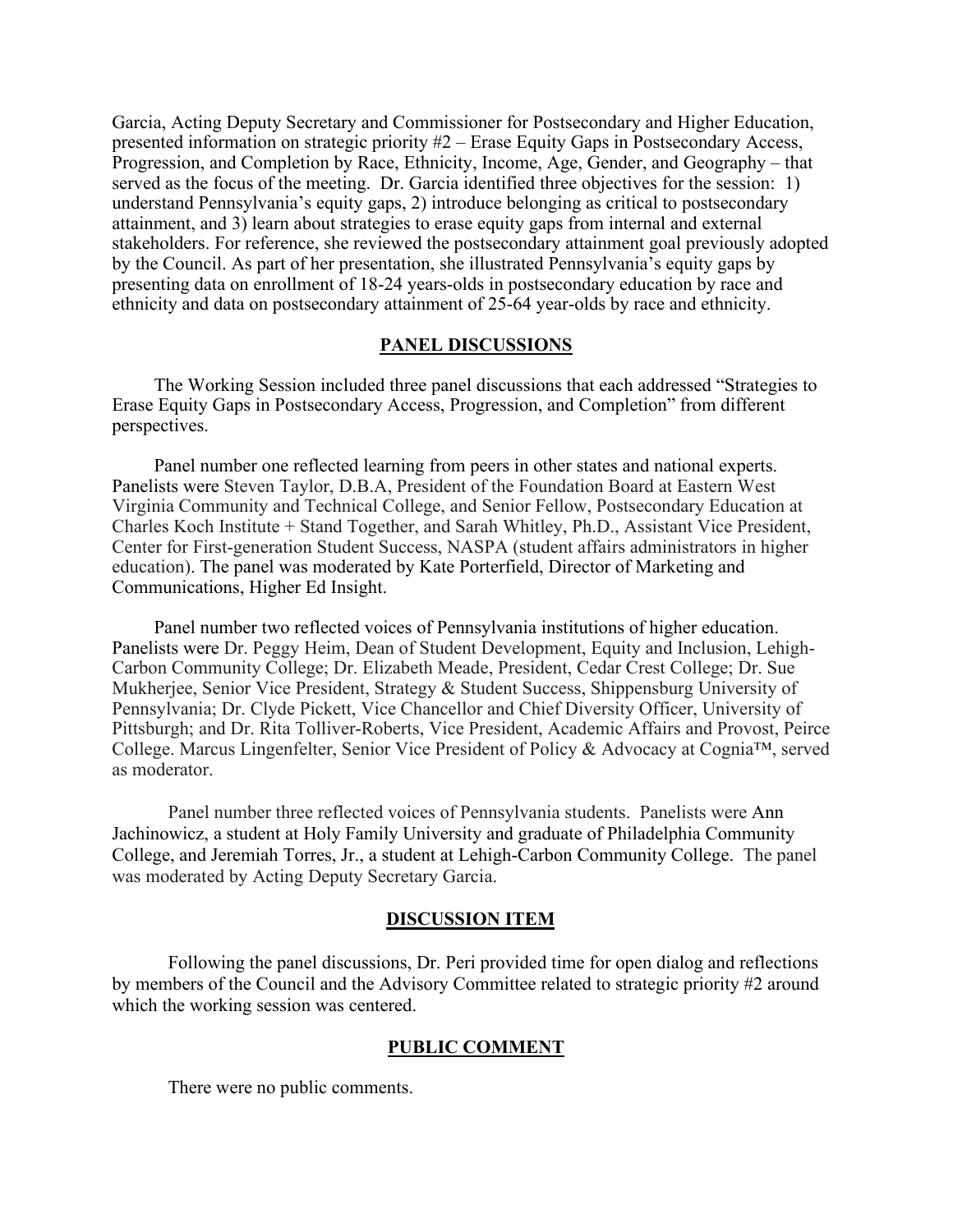Garcia, Acting Deputy Secretary and Commissioner for Postsecondary and Higher Education, presented information on strategic priority #2 – Erase Equity Gaps in Postsecondary Access, Progression, and Completion by Race, Ethnicity, Income, Age, Gender, and Geography – that served as the focus of the meeting. Dr. Garcia identified three objectives for the session: 1) understand Pennsylvania's equity gaps, 2) introduce belonging as critical to postsecondary attainment, and 3) learn about strategies to erase equity gaps from internal and external stakeholders. For reference, she reviewed the postsecondary attainment goal previously adopted by the Council. As part of her presentation, she illustrated Pennsylvania's equity gaps by presenting data on enrollment of 18-24 years-olds in postsecondary education by race and ethnicity and data on postsecondary attainment of 25-64 year-olds by race and ethnicity.

## PANEL DISCUSSIONS

The Working Session included three panel discussions that each addressed "Strategies to Erase Equity Gaps in Postsecondary Access, Progression, and Completion" from different perspectives.

Panel number one reflected learning from peers in other states and national experts. Panelists were Steven Taylor, D.B.A, President of the Foundation Board at Eastern West Virginia Community and Technical College, and Senior Fellow, Postsecondary Education at Charles Koch Institute + Stand Together, and Sarah Whitley, Ph.D., Assistant Vice President, Center for First-generation Student Success, NASPA (student affairs administrators in higher education). The panel was moderated by Kate Porterfield, Director of Marketing and Communications, Higher Ed Insight.

Panel number two reflected voices of Pennsylvania institutions of higher education. Panelists were Dr. Peggy Heim, Dean of Student Development, Equity and Inclusion, Lehigh-Carbon Community College; Dr. Elizabeth Meade, President, Cedar Crest College; Dr. Sue Mukherjee, Senior Vice President, Strategy & Student Success, Shippensburg University of Pennsylvania; Dr. Clyde Pickett, Vice Chancellor and Chief Diversity Officer, University of Pittsburgh; and Dr. Rita Tolliver-Roberts, Vice President, Academic Affairs and Provost, Peirce College. Marcus Lingenfelter, Senior Vice President of Policy & Advocacy at Cognia™, served as moderator.

Panel number three reflected voices of Pennsylvania students. Panelists were Ann Jachinowicz, a student at Holy Family University and graduate of Philadelphia Community College, and Jeremiah Torres, Jr., a student at Lehigh-Carbon Community College. The panel was moderated by Acting Deputy Secretary Garcia.

## DISCUSSION ITEM

Following the panel discussions, Dr. Peri provided time for open dialog and reflections by members of the Council and the Advisory Committee related to strategic priority #2 around which the working session was centered.

## PUBLIC COMMENT

There were no public comments.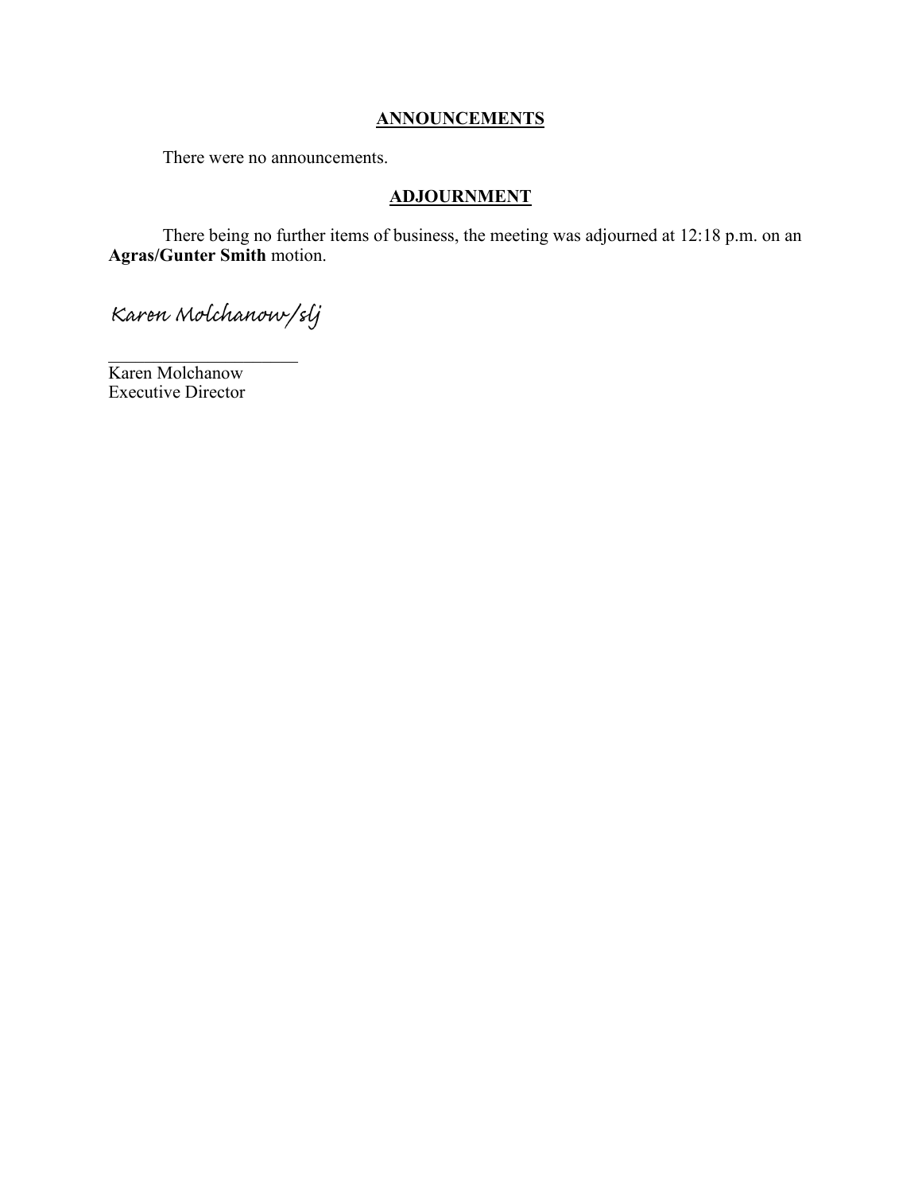## ANNOUNCEMENTS

There were no announcements.

## ADJOURNMENT

There being no further items of business, the meeting was adjourned at 12:18 p.m. on an **Agras/Gunter Smith** motion.

Karen Molchanow/slj

Karen Molchanow
Executive Director